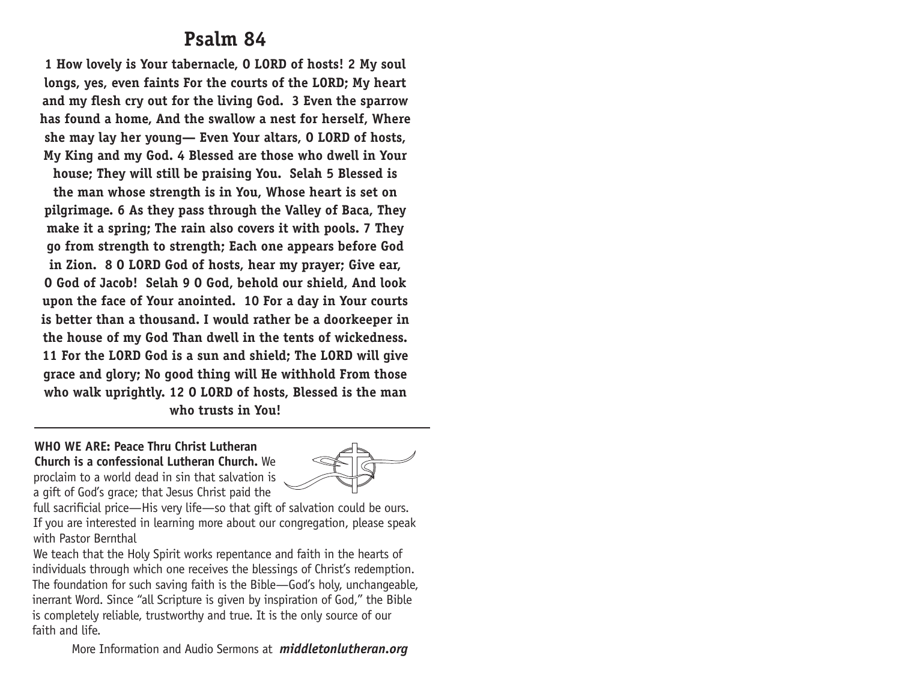# Psalm 84

**1 How lovely is Your tabernacle, O LORD of hosts! 2 My soul longs, yes, even faints For the courts of the LORD; My heart and my flesh cry out for the living God. 3 Even the sparrow has found a home, And the swallow a nest for herself, Where she may lay her young— Even Your altars, O LORD of hosts, My King and my God. 4 Blessed are those who dwell in Your house; They will still be praising You. Selah 5 Blessed is the man whose strength is in You, Whose heart is set on pilgrimage. 6 As they pass through the Valley of Baca, They make it a spring; The rain also covers it with pools. 7 They go from strength to strength; Each one appears before God in Zion. 8 O LORD God of hosts, hear my prayer; Give ear, O God of Jacob! Selah 9 O God, behold our shield, And look upon the face of Your anointed. 10 For a day in Your courts is better than a thousand. I would rather be a doorkeeper in the house of my God Than dwell in the tents of wickedness. 11 For the LORD God is a sun and shield; The LORD will give grace and glory; No good thing will He withhold From those who walk uprightly. 12 O LORD of hosts, Blessed is the man who trusts in You!**

---

**WHO WE ARE: Peace Thru Christ Lutheran Church is a confessional Lutheran Church.** We proclaim to a world dead in sin that salvation is a gift of God's grace; that Jesus Christ paid the full sacrificial price—His very life—so that gift of salvation could be ours. If you are interested in learning more about our congregation, please speak with Pastor Bernthal

We teach that the Holy Spirit works repentance and faith in the hearts of individuals through which one receives the blessings of Christ's redemption. The foundation for such saving faith is the Bible—God's holy, unchangeable, inerrant Word. Since "all Scripture is given by inspiration of God," the Bible is completely reliable, trustworthy and true. It is the only source of our faith and life.

More Information and Audio Sermons at ***middletonlutheran.org***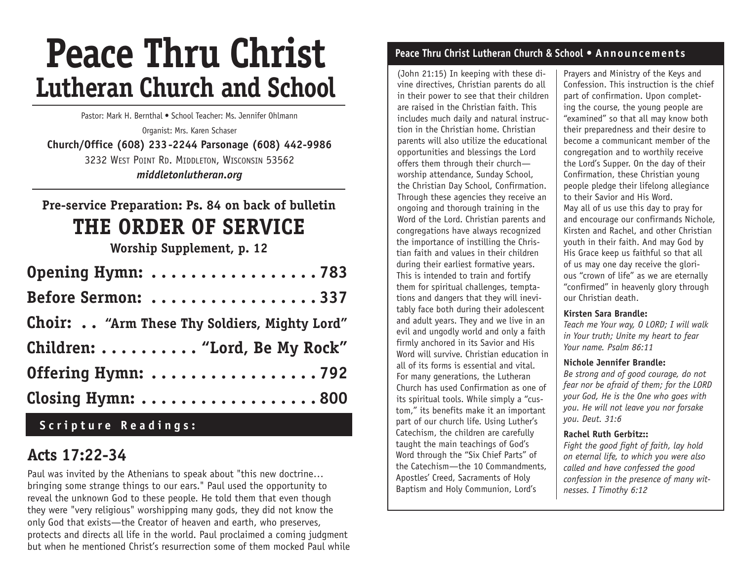# Peace Thru Christ
## Lutheran Church and School

Pastor: Mark H. Bernthal • School Teacher: Ms. Jennifer Ohlmann

Organist: Mrs. Karen Schaser

**Church/Office (608) 233-2244 Parsonage (608) 442-9986**

3232 West Point Rd. Middleton, Wisconsin 53562

***middletonlutheran.org***

**Pre-service Preparation: Ps. 84 on back of bulletin**

## THE ORDER OF SERVICE

**Worship Supplement, p. 12**

**Opening Hymn: . . . . . . . . . . . . . . . . . 783**

**Before Sermon: . . . . . . . . . . . . . . . . . 337**

**Choir: . . "Arm These Thy Soldiers, Mighty Lord"**

**Children: . . . . . . . . . . "Lord, Be My Rock"**

**Offering Hymn: . . . . . . . . . . . . . . . . . 792**

**Closing Hymn: . . . . . . . . . . . . . . . . . . 800**

### Scripture Readings:

## Acts 17:22-34

Paul was invited by the Athenians to speak about "this new doctrine… bringing some strange things to our ears." Paul used the opportunity to reveal the unknown God to these people. He told them that even though they were "very religious" worshipping many gods, they did not know the only God that exists—the Creator of heaven and earth, who preserves, protects and directs all life in the world. Paul proclaimed a coming judgment but when he mentioned Christ's resurrection some of them mocked Paul while

### Peace Thru Christ Lutheran Church & School • Announcements

(John 21:15) In keeping with these divine directives, Christian parents do all in their power to see that their children are raised in the Christian faith. This includes much daily and natural instruction in the Christian home. Christian parents will also utilize the educational opportunities and blessings the Lord offers them through their church—worship attendance, Sunday School, the Christian Day School, Confirmation. Through these agencies they receive an ongoing and thorough training in the Word of the Lord. Christian parents and congregations have always recognized the importance of instilling the Christian faith and values in their children during their earliest formative years. This is intended to train and fortify them for spiritual challenges, temptations and dangers that they will inevitably face both during their adolescent and adult years. They and we live in an evil and ungodly world and only a faith firmly anchored in its Savior and His Word will survive. Christian education in all of its forms is essential and vital. For many generations, the Lutheran Church has used Confirmation as one of its spiritual tools. While simply a "custom," its benefits make it an important part of our church life. Using Luther's Catechism, the children are carefully taught the main teachings of God's Word through the "Six Chief Parts" of the Catechism—the 10 Commandments, Apostles' Creed, Sacraments of Holy Baptism and Holy Communion, Lord's Prayers and Ministry of the Keys and Confession. This instruction is the chief part of confirmation. Upon completing the course, the young people are "examined" so that all may know both their preparedness and their desire to become a communicant member of the congregation and to worthily receive the Lord's Supper. On the day of their Confirmation, these Christian young people pledge their lifelong allegiance to their Savior and His Word.

May all of us use this day to pray for and encourage our confirmands Nichole, Kirsten and Rachel, and other Christian youth in their faith. And may God by His Grace keep us faithful so that all of us may one day receive the glorious "crown of life" as we are eternally "confirmed" in heavenly glory through our Christian death.

**Kirsten Sara Brandle:**

*Teach me Your way, O LORD; I will walk in Your truth; Unite my heart to fear Your name. Psalm 86:11*

**Nichole Jennifer Brandle:**

*Be strong and of good courage, do not fear nor be afraid of them; for the LORD your God, He is the One who goes with you. He will not leave you nor forsake you. Deut. 31:6*

**Rachel Ruth Gerbitz::**

*Fight the good fight of faith, lay hold on eternal life, to which you were also called and have confessed the good confession in the presence of many witnesses. I Timothy 6:12*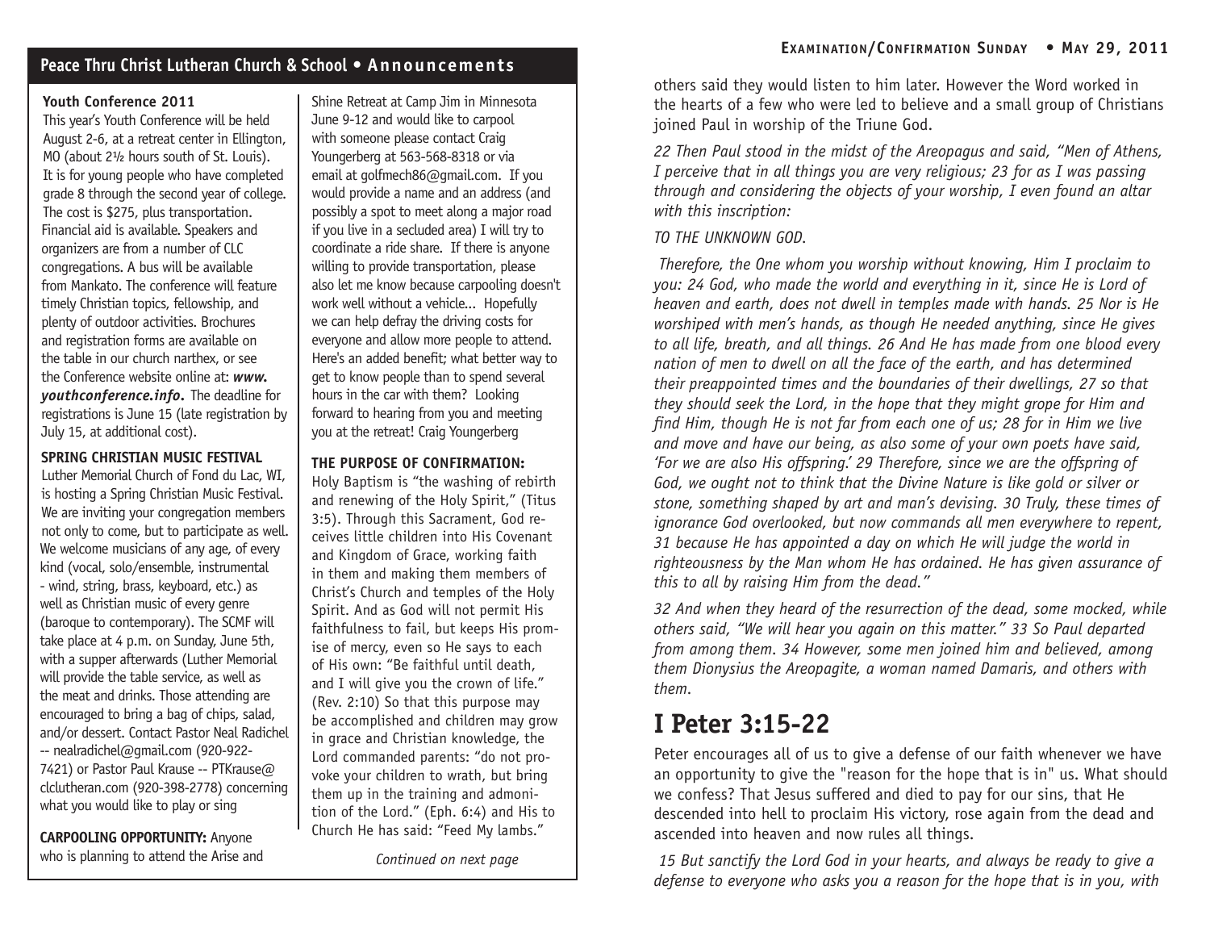## Peace Thru Christ Lutheran Church & School • Announcements

**Youth Conference 2011**

This year's Youth Conference will be held August 2-6, at a retreat center in Ellington, MO (about 2½ hours south of St. Louis). It is for young people who have completed grade 8 through the second year of college. The cost is $275, plus transportation. Financial aid is available. Speakers and organizers are from a number of CLC congregations. A bus will be available from Mankato. The conference will feature timely Christian topics, fellowship, and plenty of outdoor activities. Brochures and registration forms are available on the table in our church narthex, or see the Conference website online at: ***www.youthconference.info***. The deadline for registrations is June 15 (late registration by July 15, at additional cost).

**SPRING CHRISTIAN MUSIC FESTIVAL**

Luther Memorial Church of Fond du Lac, WI, is hosting a Spring Christian Music Festival. We are inviting your congregation members not only to come, but to participate as well. We welcome musicians of any age, of every kind (vocal, solo/ensemble, instrumental - wind, string, brass, keyboard, etc.) as well as Christian music of every genre (baroque to contemporary). The SCMF will take place at 4 p.m. on Sunday, June 5th, with a supper afterwards (Luther Memorial will provide the table service, as well as the meat and drinks. Those attending are encouraged to bring a bag of chips, salad, and/or dessert. Contact Pastor Neal Radichel -- nealradichel@gmail.com (920-922-7421) or Pastor Paul Krause -- PTKrause@clclutheran.com (920-398-2778) concerning what you would like to play or sing

**CARPOOLING OPPORTUNITY:** Anyone who is planning to attend the Arise and Shine Retreat at Camp Jim in Minnesota June 9-12 and would like to carpool with someone please contact Craig Youngerberg at 563-568-8318 or via email at golfmech86@gmail.com. If you would provide a name and an address (and possibly a spot to meet along a major road if you live in a secluded area) I will try to coordinate a ride share. If there is anyone willing to provide transportation, please also let me know because carpooling doesn't work well without a vehicle... Hopefully we can help defray the driving costs for everyone and allow more people to attend. Here's an added benefit; what better way to get to know people than to spend several hours in the car with them? Looking forward to hearing from you and meeting you at the retreat! Craig Youngerberg

**THE PURPOSE OF CONFIRMATION:**

Holy Baptism is "the washing of rebirth and renewing of the Holy Spirit," (Titus 3:5). Through this Sacrament, God receives little children into His Covenant and Kingdom of Grace, working faith in them and making them members of Christ's Church and temples of the Holy Spirit. And as God will not permit His faithfulness to fail, but keeps His promise of mercy, even so He says to each of His own: "Be faithful until death, and I will give you the crown of life." (Rev. 2:10) So that this purpose may be accomplished and children may grow in grace and Christian knowledge, the Lord commanded parents: "do not provoke your children to wrath, but bring them up in the training and admonition of the Lord." (Eph. 6:4) and His to Church He has said: "Feed My lambs."

*Continued on next page*

others said they would listen to him later. However the Word worked in the hearts of a few who were led to believe and a small group of Christians joined Paul in worship of the Triune God.

*22 Then Paul stood in the midst of the Areopagus and said, "Men of Athens, I perceive that in all things you are very religious; 23 for as I was passing through and considering the objects of your worship, I even found an altar with this inscription:*

*TO THE UNKNOWN GOD.*

*Therefore, the One whom you worship without knowing, Him I proclaim to you: 24 God, who made the world and everything in it, since He is Lord of heaven and earth, does not dwell in temples made with hands. 25 Nor is He worshiped with men's hands, as though He needed anything, since He gives to all life, breath, and all things. 26 And He has made from one blood every nation of men to dwell on all the face of the earth, and has determined their preappointed times and the boundaries of their dwellings, 27 so that they should seek the Lord, in the hope that they might grope for Him and find Him, though He is not far from each one of us; 28 for in Him we live and move and have our being, as also some of your own poets have said, 'For we are also His offspring.' 29 Therefore, since we are the offspring of God, we ought not to think that the Divine Nature is like gold or silver or stone, something shaped by art and man's devising. 30 Truly, these times of ignorance God overlooked, but now commands all men everywhere to repent, 31 because He has appointed a day on which He will judge the world in righteousness by the Man whom He has ordained. He has given assurance of this to all by raising Him from the dead."*

*32 And when they heard of the resurrection of the dead, some mocked, while others said, "We will hear you again on this matter." 33 So Paul departed from among them. 34 However, some men joined him and believed, among them Dionysius the Areopagite, a woman named Damaris, and others with them.*

# I Peter 3:15-22

Peter encourages all of us to give a defense of our faith whenever we have an opportunity to give the "reason for the hope that is in" us. What should we confess? That Jesus suffered and died to pay for our sins, that He descended into hell to proclaim His victory, rose again from the dead and ascended into heaven and now rules all things.

*15 But sanctify the Lord God in your hearts, and always be ready to give a defense to everyone who asks you a reason for the hope that is in you, with*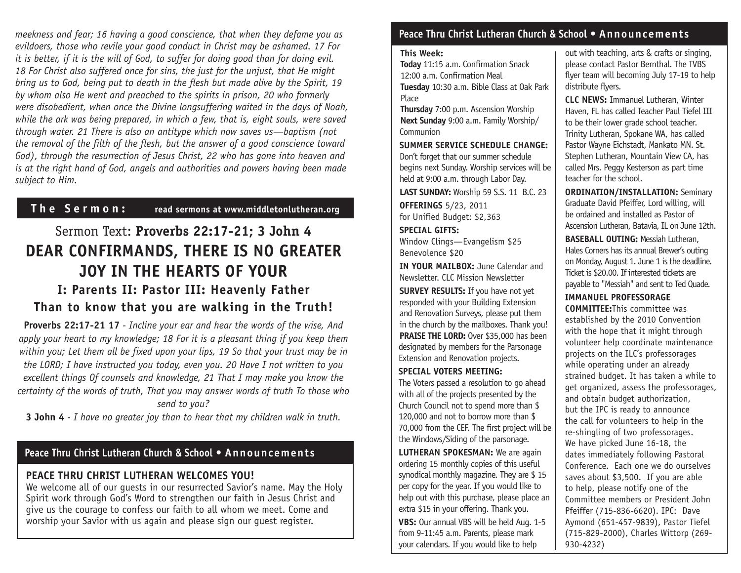*meekness and fear; 16 having a good conscience, that when they defame you as evildoers, those who revile your good conduct in Christ may be ashamed. 17 For it is better, if it is the will of God, to suffer for doing good than for doing evil. 18 For Christ also suffered once for sins, the just for the unjust, that He might bring us to God, being put to death in the flesh but made alive by the Spirit, 19 by whom also He went and preached to the spirits in prison, 20 who formerly were disobedient, when once the Divine longsuffering waited in the days of Noah, while the ark was being prepared, in which a few, that is, eight souls, were saved through water. 21 There is also an antitype which now saves us—baptism (not the removal of the filth of the flesh, but the answer of a good conscience toward God), through the resurrection of Jesus Christ, 22 who has gone into heaven and is at the right hand of God, angels and authorities and powers having been made subject to Him.*

## The Sermon: read sermons at www.middletonlutheran.org

# Sermon Text: **Proverbs 22:17-21; 3 John 4**

# DEAR CONFIRMANDS, THERE IS NO GREATER JOY IN THE HEARTS OF YOUR

### I: Parents II: Pastor III: Heavenly Father

### Than to know that you are walking in the Truth!

**Proverbs 22:17-21 17** - *Incline your ear and hear the words of the wise, And apply your heart to my knowledge; 18 For it is a pleasant thing if you keep them within you; Let them all be fixed upon your lips, 19 So that your trust may be in the LORD; I have instructed you today, even you. 20 Have I not written to you excellent things Of counsels and knowledge, 21 That I may make you know the certainty of the words of truth, That you may answer words of truth To those who send to you?*

**3 John 4** - *I have no greater joy than to hear that my children walk in truth.*

## Peace Thru Christ Lutheran Church & School • Announcements

**PEACE THRU CHRIST LUTHERAN WELCOMES YOU!**

We welcome all of our guests in our resurrected Savior's name. May the Holy Spirit work through God's Word to strengthen our faith in Jesus Christ and give us the courage to confess our faith to all whom we meet. Come and worship your Savior with us again and please sign our guest register.

## Peace Thru Christ Lutheran Church & School • Announcements

**This Week:**
**Today** 11:15 a.m. Confirmation Snack
12:00 a.m. Confirmation Meal
**Tuesday** 10:30 a.m. Bible Class at Oak Park Place
**Thursday** 7:00 p.m. Ascension Worship
**Next Sunday** 9:00 a.m. Family Worship/ Communion

**SUMMER SERVICE SCHEDULE CHANGE:** Don't forget that our summer schedule begins next Sunday. Worship services will be held at 9:00 a.m. through Labor Day.

**LAST SUNDAY:** Worship 59 S.S. 11 B.C. 23

**OFFERINGS** 5/23, 2011
for Unified Budget: $2,363

**SPECIAL GIFTS:**
Window Clings—Evangelism $25
Benevolence $20

**IN YOUR MAILBOX:** June Calendar and Newsletter. CLC Mission Newsletter

**SURVEY RESULTS:** If you have not yet responded with your Building Extension and Renovation Surveys, please put them in the church by the mailboxes. Thank you!

**PRAISE THE LORD:** Over $35,000 has been designated by members for the Parsonage Extension and Renovation projects.

**SPECIAL VOTERS MEETING:**
The Voters passed a resolution to go ahead with all of the projects presented by the Church Council not to spend more than $ 120,000 and not to borrow more than $ 70,000 from the CEF. The first project will be the Windows/Siding of the parsonage.

**LUTHERAN SPOKESMAN:** We are again ordering 15 monthly copies of this useful synodical monthly magazine. They are $ 15 per copy for the year. If you would like to help out with this purchase, please place an extra $15 in your offering. Thank you.

**VBS:** Our annual VBS will be held Aug. 1-5 from 9-11:45 a.m. Parents, please mark your calendars. If you would like to help out with teaching, arts & crafts or singing, please contact Pastor Bernthal. The TVBS flyer team will becoming July 17-19 to help distribute flyers.

**CLC NEWS:** Immanuel Lutheran, Winter Haven, FL has called Teacher Paul Tiefel III to be their lower grade school teacher. Trinity Lutheran, Spokane WA, has called Pastor Wayne Eichstadt, Mankato MN. St. Stephen Lutheran, Mountain View CA, has called Mrs. Peggy Kesterson as part time teacher for the school.

**ORDINATION/INSTALLATION:** Seminary Graduate David Pfeiffer, Lord willing, will be ordained and installed as Pastor of Ascension Lutheran, Batavia, IL on June 12th.

**BASEBALL OUTING:** Messiah Lutheran, Hales Corners has its annual Brewer's outing on Monday, August 1. June 1 is the deadline. Ticket is $20.00. If interested tickets are payable to "Messiah" and sent to Ted Quade.

**IMMANUEL PROFESSORAGE COMMITTEE:** This committee was established by the 2010 Convention with the hope that it might through volunteer help coordinate maintenance projects on the ILC's professorages while operating under an already strained budget. It has taken a while to get organized, assess the professorages, and obtain budget authorization, but the IPC is ready to announce the call for volunteers to help in the re-shingling of two professorages. We have picked June 16-18, the dates immediately following Pastoral Conference. Each one we do ourselves saves about $3,500. If you are able to help, please notify one of the Committee members or President John Pfeiffer (715-836-6620). IPC: Dave Aymond (651-457-9839), Pastor Tiefel (715-829-2000), Charles Wittorp (269-930-4232)